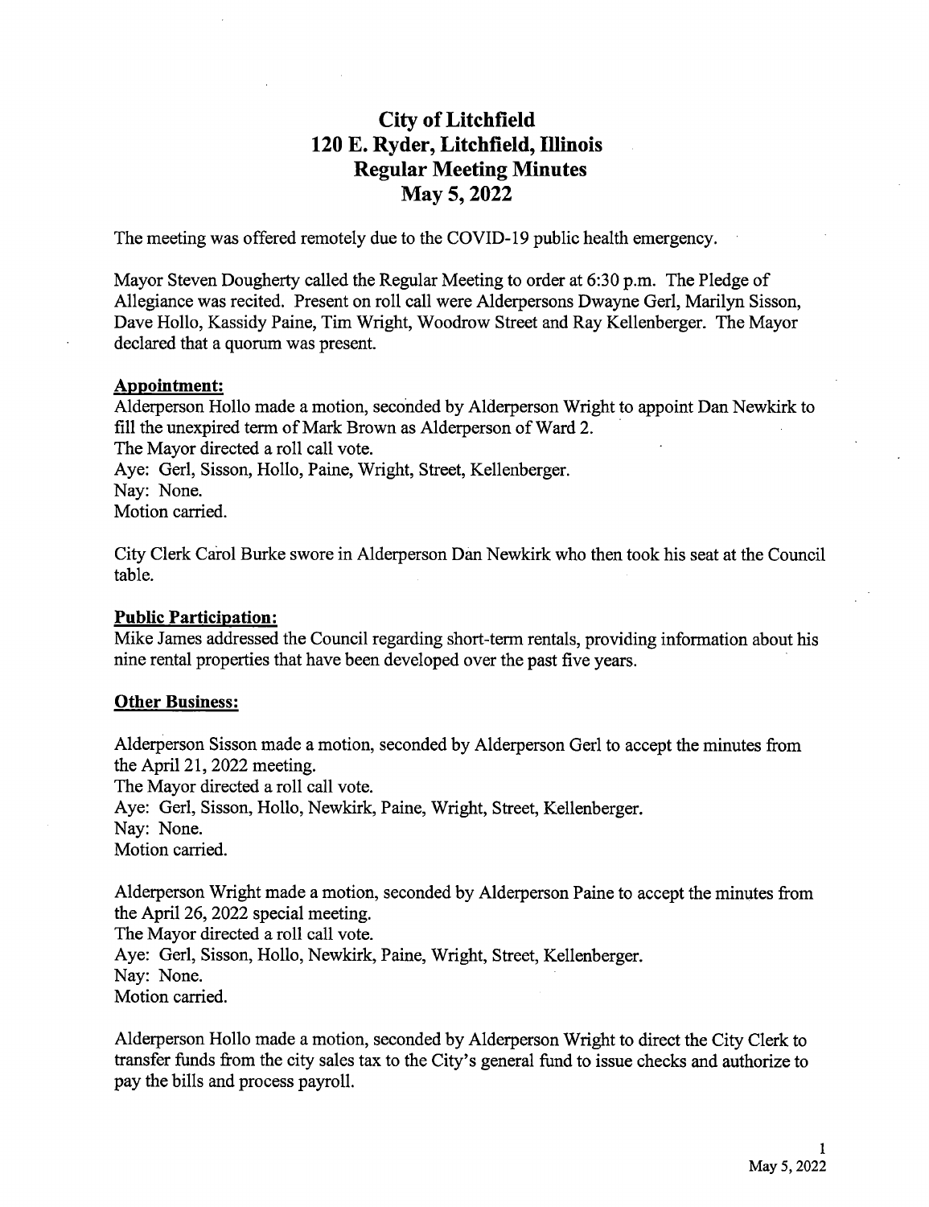# City of Litchfield
# 120 E. Ryder, Litchfield, Illinois
# Regular Meeting Minutes
# May 5, 2022

The meeting was offered remotely due to the COVID-19 public health emergency.

Mayor Steven Dougherty called the Regular Meeting to order at 6:30 p.m. The Pledge of Allegiance was recited. Present on roll call were Alderpersons Dwayne Gerl, Marilyn Sisson, Dave Hollo, Kassidy Paine, Tim Wright, Woodrow Street and Ray Kellenberger. The Mayor declared that a quorum was present.

**Appointment:**

Alderperson Hollo made a motion, seconded by Alderperson Wright to appoint Dan Newkirk to fill the unexpired term of Mark Brown as Alderperson of Ward 2.
The Mayor directed a roll call vote.
Aye: Gerl, Sisson, Hollo, Paine, Wright, Street, Kellenberger.
Nay: None.
Motion carried.

City Clerk Carol Burke swore in Alderperson Dan Newkirk who then took his seat at the Council table.

**Public Participation:**

Mike James addressed the Council regarding short-term rentals, providing information about his nine rental properties that have been developed over the past five years.

**Other Business:**

Alderperson Sisson made a motion, seconded by Alderperson Gerl to accept the minutes from the April 21, 2022 meeting.
The Mayor directed a roll call vote.
Aye: Gerl, Sisson, Hollo, Newkirk, Paine, Wright, Street, Kellenberger.
Nay: None.
Motion carried.

Alderperson Wright made a motion, seconded by Alderperson Paine to accept the minutes from the April 26, 2022 special meeting.
The Mayor directed a roll call vote.
Aye: Gerl, Sisson, Hollo, Newkirk, Paine, Wright, Street, Kellenberger.
Nay: None.
Motion carried.

Alderperson Hollo made a motion, seconded by Alderperson Wright to direct the City Clerk to transfer funds from the city sales tax to the City's general fund to issue checks and authorize to pay the bills and process payroll.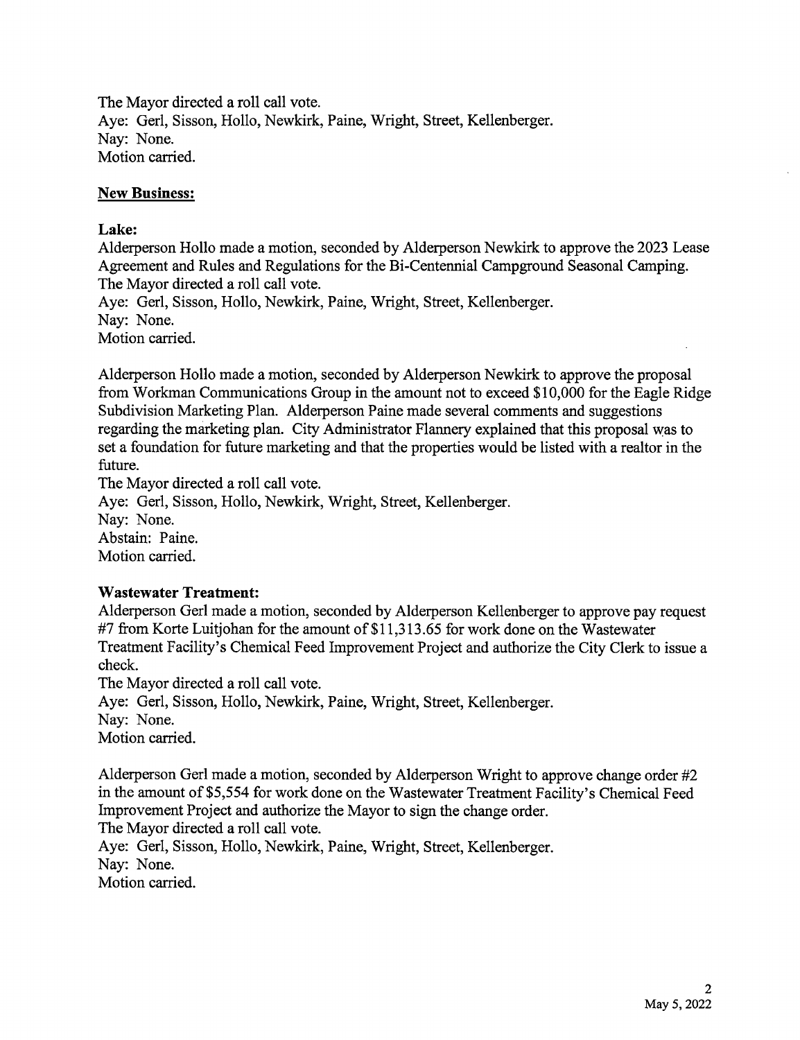The Mayor directed a roll call vote.
Aye: Gerl, Sisson, Hollo, Newkirk, Paine, Wright, Street, Kellenberger.
Nay: None.
Motion carried.

## New Business:

### Lake:

Alderperson Hollo made a motion, seconded by Alderperson Newkirk to approve the 2023 Lease Agreement and Rules and Regulations for the Bi-Centennial Campground Seasonal Camping.
The Mayor directed a roll call vote.
Aye: Gerl, Sisson, Hollo, Newkirk, Paine, Wright, Street, Kellenberger.
Nay: None.
Motion carried.

Alderperson Hollo made a motion, seconded by Alderperson Newkirk to approve the proposal from Workman Communications Group in the amount not to exceed $10,000 for the Eagle Ridge Subdivision Marketing Plan. Alderperson Paine made several comments and suggestions regarding the marketing plan. City Administrator Flannery explained that this proposal was to set a foundation for future marketing and that the properties would be listed with a realtor in the future.
The Mayor directed a roll call vote.
Aye: Gerl, Sisson, Hollo, Newkirk, Wright, Street, Kellenberger.
Nay: None.
Abstain: Paine.
Motion carried.

### Wastewater Treatment:

Alderperson Gerl made a motion, seconded by Alderperson Kellenberger to approve pay request #7 from Korte Luitjohan for the amount of $11,313.65 for work done on the Wastewater Treatment Facility's Chemical Feed Improvement Project and authorize the City Clerk to issue a check.
The Mayor directed a roll call vote.
Aye: Gerl, Sisson, Hollo, Newkirk, Paine, Wright, Street, Kellenberger.
Nay: None.
Motion carried.

Alderperson Gerl made a motion, seconded by Alderperson Wright to approve change order #2 in the amount of $5,554 for work done on the Wastewater Treatment Facility's Chemical Feed Improvement Project and authorize the Mayor to sign the change order.
The Mayor directed a roll call vote.
Aye: Gerl, Sisson, Hollo, Newkirk, Paine, Wright, Street, Kellenberger.
Nay: None.
Motion carried.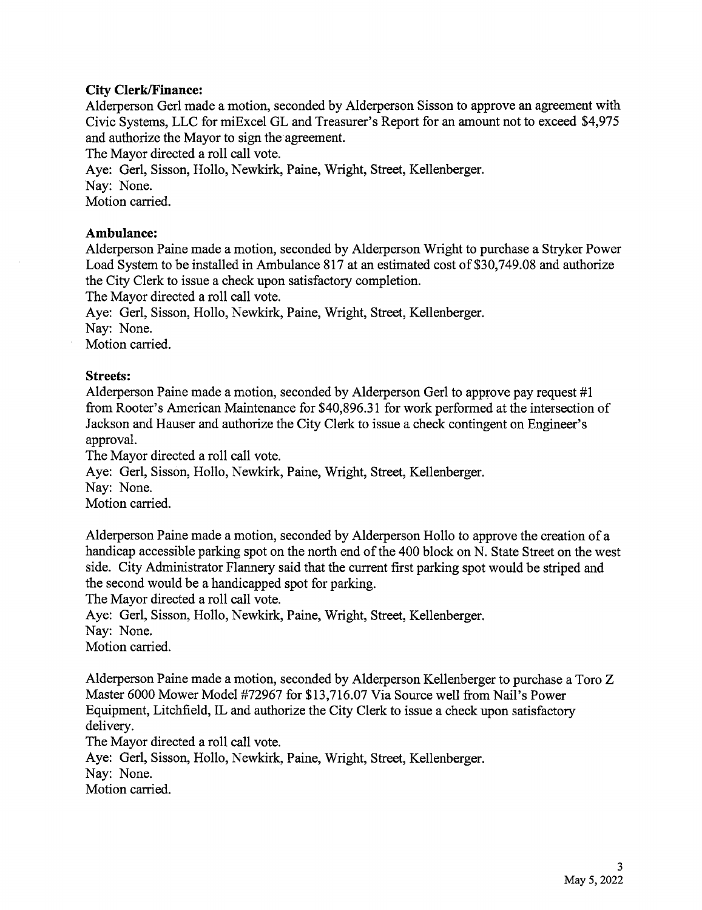**City Clerk/Finance:**

Alderperson Gerl made a motion, seconded by Alderperson Sisson to approve an agreement with Civic Systems, LLC for miExcel GL and Treasurer's Report for an amount not to exceed $4,975 and authorize the Mayor to sign the agreement.
The Mayor directed a roll call vote.
Aye: Gerl, Sisson, Hollo, Newkirk, Paine, Wright, Street, Kellenberger.
Nay: None.
Motion carried.

**Ambulance:**

Alderperson Paine made a motion, seconded by Alderperson Wright to purchase a Stryker Power Load System to be installed in Ambulance 817 at an estimated cost of $30,749.08 and authorize the City Clerk to issue a check upon satisfactory completion.
The Mayor directed a roll call vote.
Aye: Gerl, Sisson, Hollo, Newkirk, Paine, Wright, Street, Kellenberger.
Nay: None.
Motion carried.

**Streets:**

Alderperson Paine made a motion, seconded by Alderperson Gerl to approve pay request #1 from Rooter's American Maintenance for $40,896.31 for work performed at the intersection of Jackson and Hauser and authorize the City Clerk to issue a check contingent on Engineer's approval.
The Mayor directed a roll call vote.
Aye: Gerl, Sisson, Hollo, Newkirk, Paine, Wright, Street, Kellenberger.
Nay: None.
Motion carried.

Alderperson Paine made a motion, seconded by Alderperson Hollo to approve the creation of a handicap accessible parking spot on the north end of the 400 block on N. State Street on the west side. City Administrator Flannery said that the current first parking spot would be striped and the second would be a handicapped spot for parking.
The Mayor directed a roll call vote.
Aye: Gerl, Sisson, Hollo, Newkirk, Paine, Wright, Street, Kellenberger.
Nay: None.
Motion carried.

Alderperson Paine made a motion, seconded by Alderperson Kellenberger to purchase a Toro Z Master 6000 Mower Model #72967 for $13,716.07 Via Source well from Nail's Power Equipment, Litchfield, IL and authorize the City Clerk to issue a check upon satisfactory delivery.
The Mayor directed a roll call vote.
Aye: Gerl, Sisson, Hollo, Newkirk, Paine, Wright, Street, Kellenberger.
Nay: None.
Motion carried.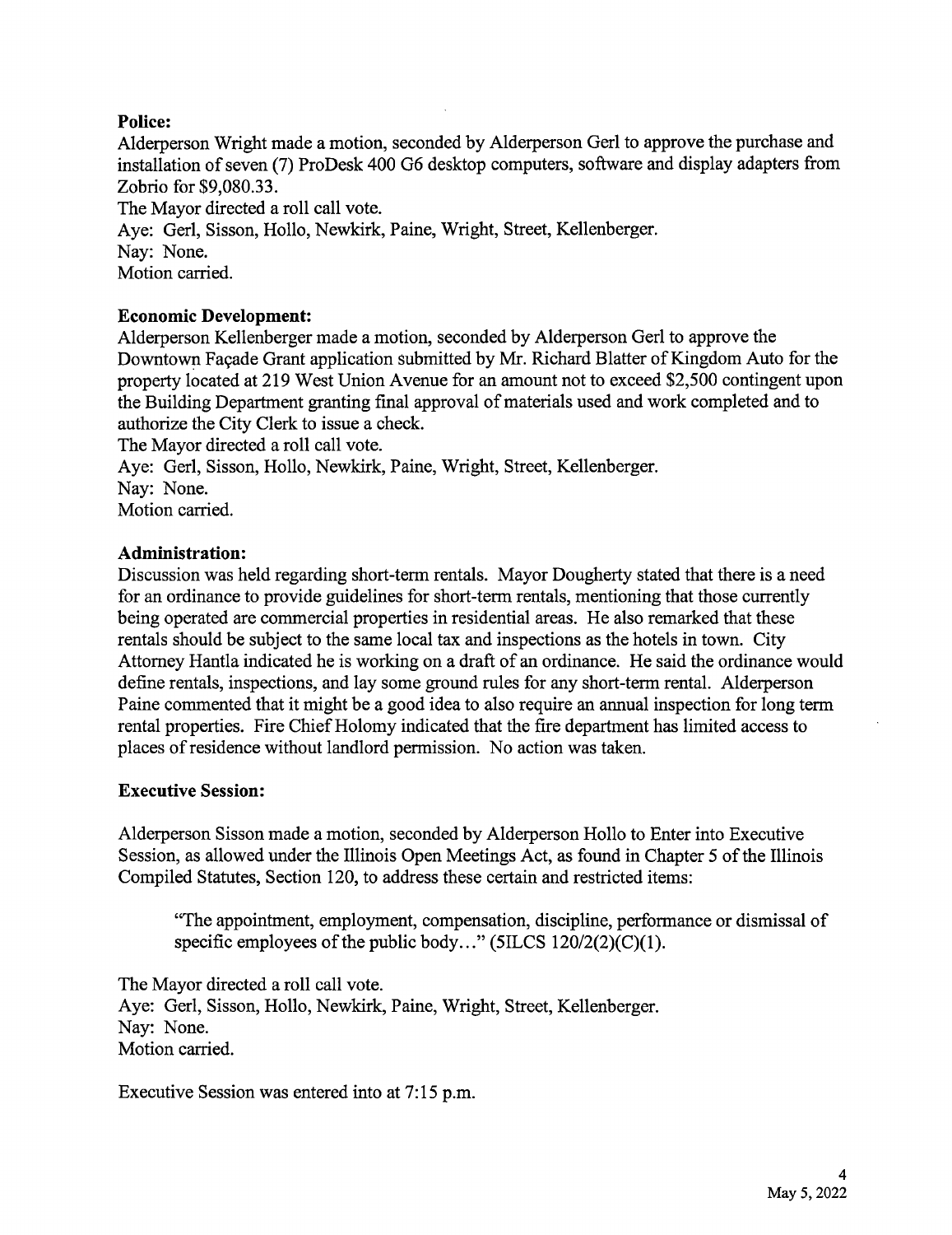**Police:**

Alderperson Wright made a motion, seconded by Alderperson Gerl to approve the purchase and installation of seven (7) ProDesk 400 G6 desktop computers, software and display adapters from Zobrio for $9,080.33.

The Mayor directed a roll call vote.

Aye: Gerl, Sisson, Hollo, Newkirk, Paine, Wright, Street, Kellenberger.

Nay: None.

Motion carried.

**Economic Development:**

Alderperson Kellenberger made a motion, seconded by Alderperson Gerl to approve the Downtown Façade Grant application submitted by Mr. Richard Blatter of Kingdom Auto for the property located at 219 West Union Avenue for an amount not to exceed $2,500 contingent upon the Building Department granting final approval of materials used and work completed and to authorize the City Clerk to issue a check.

The Mayor directed a roll call vote.

Aye: Gerl, Sisson, Hollo, Newkirk, Paine, Wright, Street, Kellenberger.

Nay: None.

Motion carried.

**Administration:**

Discussion was held regarding short-term rentals. Mayor Dougherty stated that there is a need for an ordinance to provide guidelines for short-term rentals, mentioning that those currently being operated are commercial properties in residential areas. He also remarked that these rentals should be subject to the same local tax and inspections as the hotels in town. City Attorney Hantla indicated he is working on a draft of an ordinance. He said the ordinance would define rentals, inspections, and lay some ground rules for any short-term rental. Alderperson Paine commented that it might be a good idea to also require an annual inspection for long term rental properties. Fire Chief Holomy indicated that the fire department has limited access to places of residence without landlord permission. No action was taken.

**Executive Session:**

Alderperson Sisson made a motion, seconded by Alderperson Hollo to Enter into Executive Session, as allowed under the Illinois Open Meetings Act, as found in Chapter 5 of the Illinois Compiled Statutes, Section 120, to address these certain and restricted items:

> "The appointment, employment, compensation, discipline, performance or dismissal of specific employees of the public body…" (5ILCS 120/2(2)(C)(1).

The Mayor directed a roll call vote.

Aye: Gerl, Sisson, Hollo, Newkirk, Paine, Wright, Street, Kellenberger.

Nay: None.

Motion carried.

Executive Session was entered into at 7:15 p.m.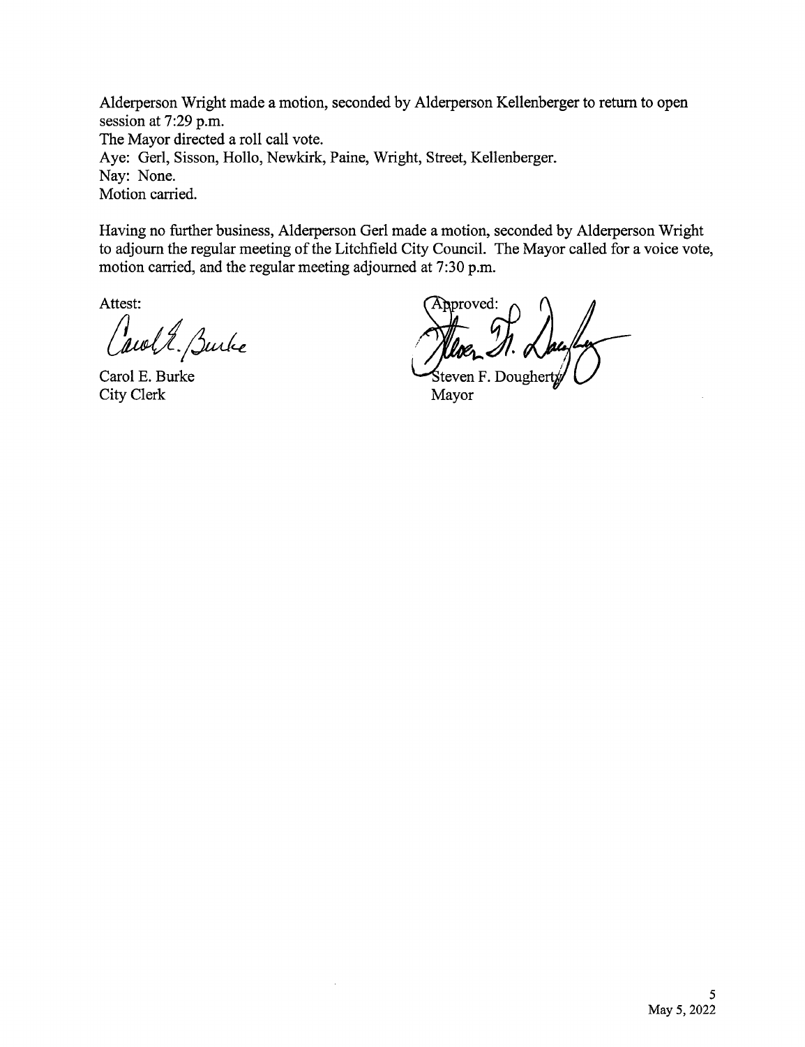Alderperson Wright made a motion, seconded by Alderperson Kellenberger to return to open session at 7:29 p.m.
The Mayor directed a roll call vote.
Aye: Gerl, Sisson, Hollo, Newkirk, Paine, Wright, Street, Kellenberger.
Nay: None.
Motion carried.

Having no further business, Alderperson Gerl made a motion, seconded by Alderperson Wright to adjourn the regular meeting of the Litchfield City Council. The Mayor called for a voice vote, motion carried, and the regular meeting adjourned at 7:30 p.m.

Attest:

Carol E. Burke
City Clerk

Approved:

Steven F. Dougherty
Mayor

May 5, 2022